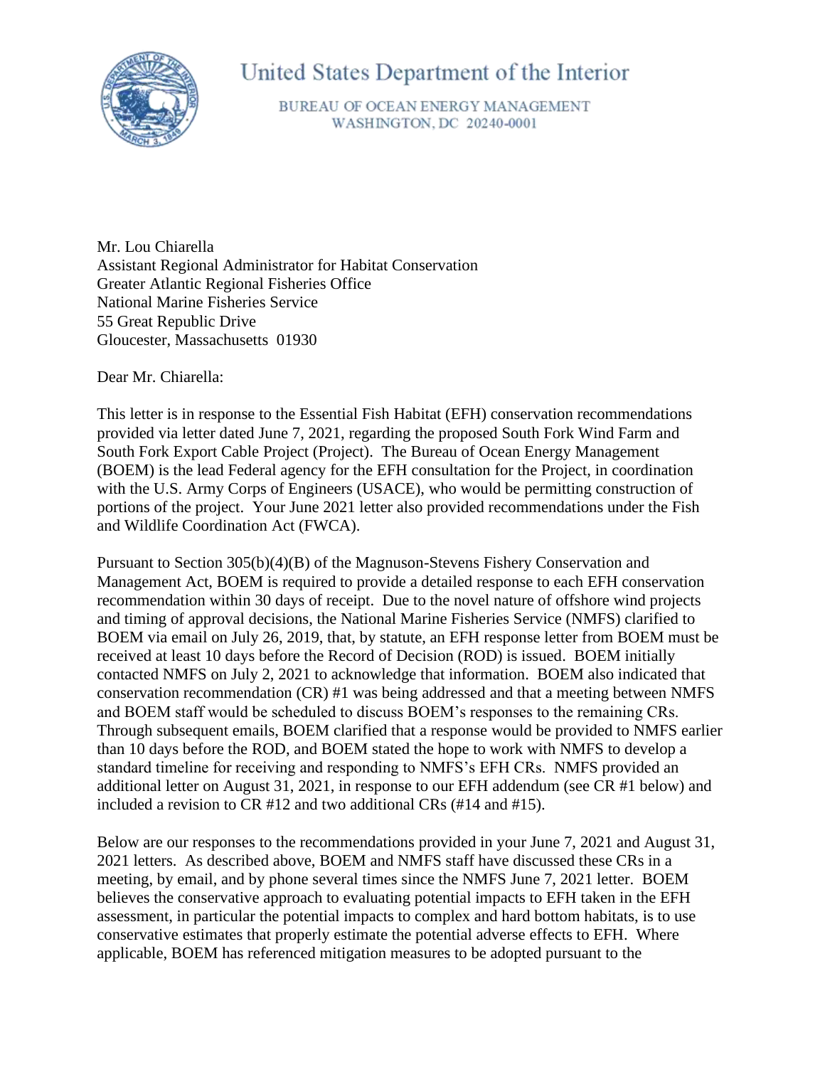# United States Department of the Interior

BUREAU OF OCEAN ENERGY MANAGEMENT
WASHINGTON, DC 20240-0001

Mr. Lou Chiarella
Assistant Regional Administrator for Habitat Conservation
Greater Atlantic Regional Fisheries Office
National Marine Fisheries Service
55 Great Republic Drive
Gloucester, Massachusetts 01930

Dear Mr. Chiarella:

This letter is in response to the Essential Fish Habitat (EFH) conservation recommendations provided via letter dated June 7, 2021, regarding the proposed South Fork Wind Farm and South Fork Export Cable Project (Project). The Bureau of Ocean Energy Management (BOEM) is the lead Federal agency for the EFH consultation for the Project, in coordination with the U.S. Army Corps of Engineers (USACE), who would be permitting construction of portions of the project. Your June 2021 letter also provided recommendations under the Fish and Wildlife Coordination Act (FWCA).

Pursuant to Section 305(b)(4)(B) of the Magnuson-Stevens Fishery Conservation and Management Act, BOEM is required to provide a detailed response to each EFH conservation recommendation within 30 days of receipt. Due to the novel nature of offshore wind projects and timing of approval decisions, the National Marine Fisheries Service (NMFS) clarified to BOEM via email on July 26, 2019, that, by statute, an EFH response letter from BOEM must be received at least 10 days before the Record of Decision (ROD) is issued. BOEM initially contacted NMFS on July 2, 2021 to acknowledge that information. BOEM also indicated that conservation recommendation (CR) #1 was being addressed and that a meeting between NMFS and BOEM staff would be scheduled to discuss BOEM's responses to the remaining CRs. Through subsequent emails, BOEM clarified that a response would be provided to NMFS earlier than 10 days before the ROD, and BOEM stated the hope to work with NMFS to develop a standard timeline for receiving and responding to NMFS's EFH CRs. NMFS provided an additional letter on August 31, 2021, in response to our EFH addendum (see CR #1 below) and included a revision to CR #12 and two additional CRs (#14 and #15).

Below are our responses to the recommendations provided in your June 7, 2021 and August 31, 2021 letters. As described above, BOEM and NMFS staff have discussed these CRs in a meeting, by email, and by phone several times since the NMFS June 7, 2021 letter. BOEM believes the conservative approach to evaluating potential impacts to EFH taken in the EFH assessment, in particular the potential impacts to complex and hard bottom habitats, is to use conservative estimates that properly estimate the potential adverse effects to EFH. Where applicable, BOEM has referenced mitigation measures to be adopted pursuant to the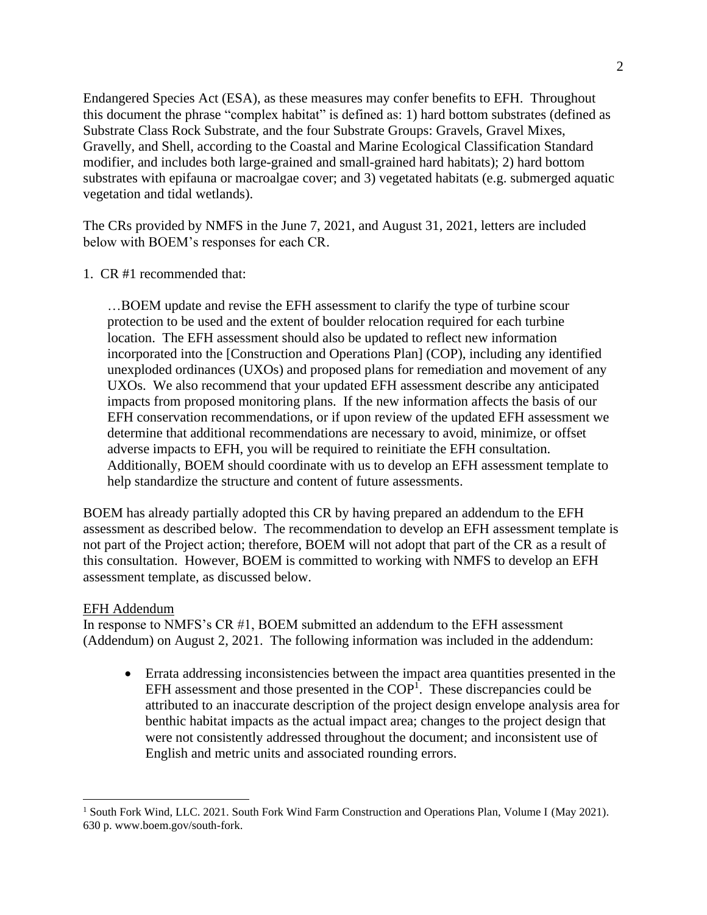Endangered Species Act (ESA), as these measures may confer benefits to EFH. Throughout this document the phrase "complex habitat" is defined as: 1) hard bottom substrates (defined as Substrate Class Rock Substrate, and the four Substrate Groups: Gravels, Gravel Mixes, Gravelly, and Shell, according to the Coastal and Marine Ecological Classification Standard modifier, and includes both large-grained and small-grained hard habitats); 2) hard bottom substrates with epifauna or macroalgae cover; and 3) vegetated habitats (e.g. submerged aquatic vegetation and tidal wetlands).

The CRs provided by NMFS in the June 7, 2021, and August 31, 2021, letters are included below with BOEM's responses for each CR.

1. CR #1 recommended that:

> …BOEM update and revise the EFH assessment to clarify the type of turbine scour protection to be used and the extent of boulder relocation required for each turbine location. The EFH assessment should also be updated to reflect new information incorporated into the [Construction and Operations Plan] (COP), including any identified unexploded ordinances (UXOs) and proposed plans for remediation and movement of any UXOs. We also recommend that your updated EFH assessment describe any anticipated impacts from proposed monitoring plans. If the new information affects the basis of our EFH conservation recommendations, or if upon review of the updated EFH assessment we determine that additional recommendations are necessary to avoid, minimize, or offset adverse impacts to EFH, you will be required to reinitiate the EFH consultation. Additionally, BOEM should coordinate with us to develop an EFH assessment template to help standardize the structure and content of future assessments.

BOEM has already partially adopted this CR by having prepared an addendum to the EFH assessment as described below. The recommendation to develop an EFH assessment template is not part of the Project action; therefore, BOEM will not adopt that part of the CR as a result of this consultation. However, BOEM is committed to working with NMFS to develop an EFH assessment template, as discussed below.

<u>EFH Addendum</u>

In response to NMFS's CR #1, BOEM submitted an addendum to the EFH assessment (Addendum) on August 2, 2021. The following information was included in the addendum:

- Errata addressing inconsistencies between the impact area quantities presented in the EFH assessment and those presented in the COP[1]. These discrepancies could be attributed to an inaccurate description of the project design envelope analysis area for benthic habitat impacts as the actual impact area; changes to the project design that were not consistently addressed throughout the document; and inconsistent use of English and metric units and associated rounding errors.

---

[1] South Fork Wind, LLC. 2021. South Fork Wind Farm Construction and Operations Plan, Volume I (May 2021). 630 p. www.boem.gov/south-fork.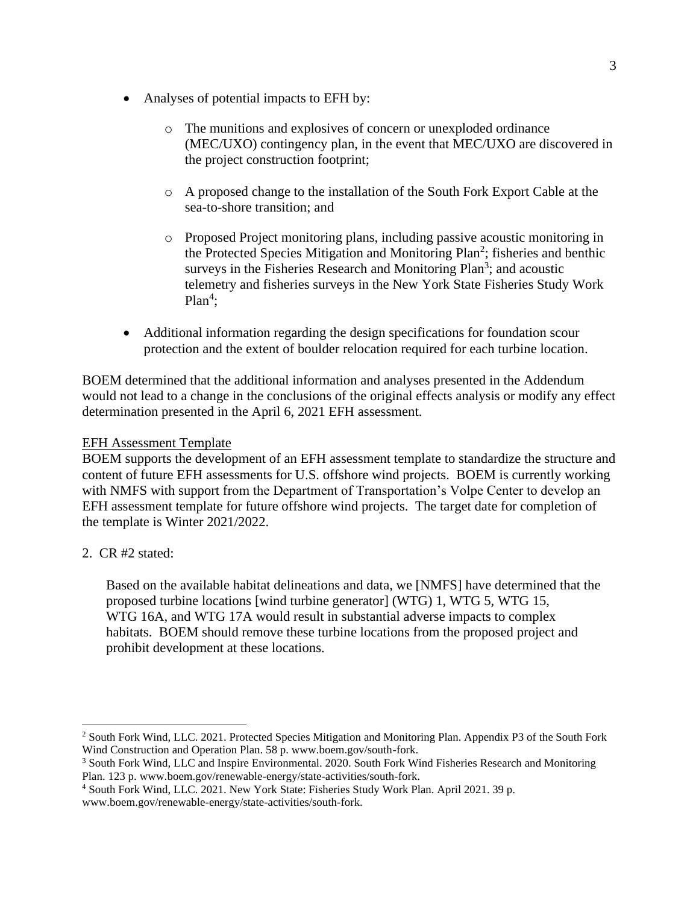- Analyses of potential impacts to EFH by:
  - The munitions and explosives of concern or unexploded ordinance (MEC/UXO) contingency plan, in the event that MEC/UXO are discovered in the project construction footprint;
  - A proposed change to the installation of the South Fork Export Cable at the sea-to-shore transition; and
  - Proposed Project monitoring plans, including passive acoustic monitoring in the Protected Species Mitigation and Monitoring Plan[2]; fisheries and benthic surveys in the Fisheries Research and Monitoring Plan[3]; and acoustic telemetry and fisheries surveys in the New York State Fisheries Study Work Plan[4];
- Additional information regarding the design specifications for foundation scour protection and the extent of boulder relocation required for each turbine location.

BOEM determined that the additional information and analyses presented in the Addendum would not lead to a change in the conclusions of the original effects analysis or modify any effect determination presented in the April 6, 2021 EFH assessment.

EFH Assessment Template

BOEM supports the development of an EFH assessment template to standardize the structure and content of future EFH assessments for U.S. offshore wind projects. BOEM is currently working with NMFS with support from the Department of Transportation's Volpe Center to develop an EFH assessment template for future offshore wind projects. The target date for completion of the template is Winter 2021/2022.

2. CR #2 stated:

> Based on the available habitat delineations and data, we [NMFS] have determined that the proposed turbine locations [wind turbine generator] (WTG) 1, WTG 5, WTG 15, WTG 16A, and WTG 17A would result in substantial adverse impacts to complex habitats. BOEM should remove these turbine locations from the proposed project and prohibit development at these locations.

---

[2] South Fork Wind, LLC. 2021. Protected Species Mitigation and Monitoring Plan. Appendix P3 of the South Fork Wind Construction and Operation Plan. 58 p. www.boem.gov/south-fork.

[3] South Fork Wind, LLC and Inspire Environmental. 2020. South Fork Wind Fisheries Research and Monitoring Plan. 123 p. www.boem.gov/renewable-energy/state-activities/south-fork.

[4] South Fork Wind, LLC. 2021. New York State: Fisheries Study Work Plan. April 2021. 39 p. www.boem.gov/renewable-energy/state-activities/south-fork.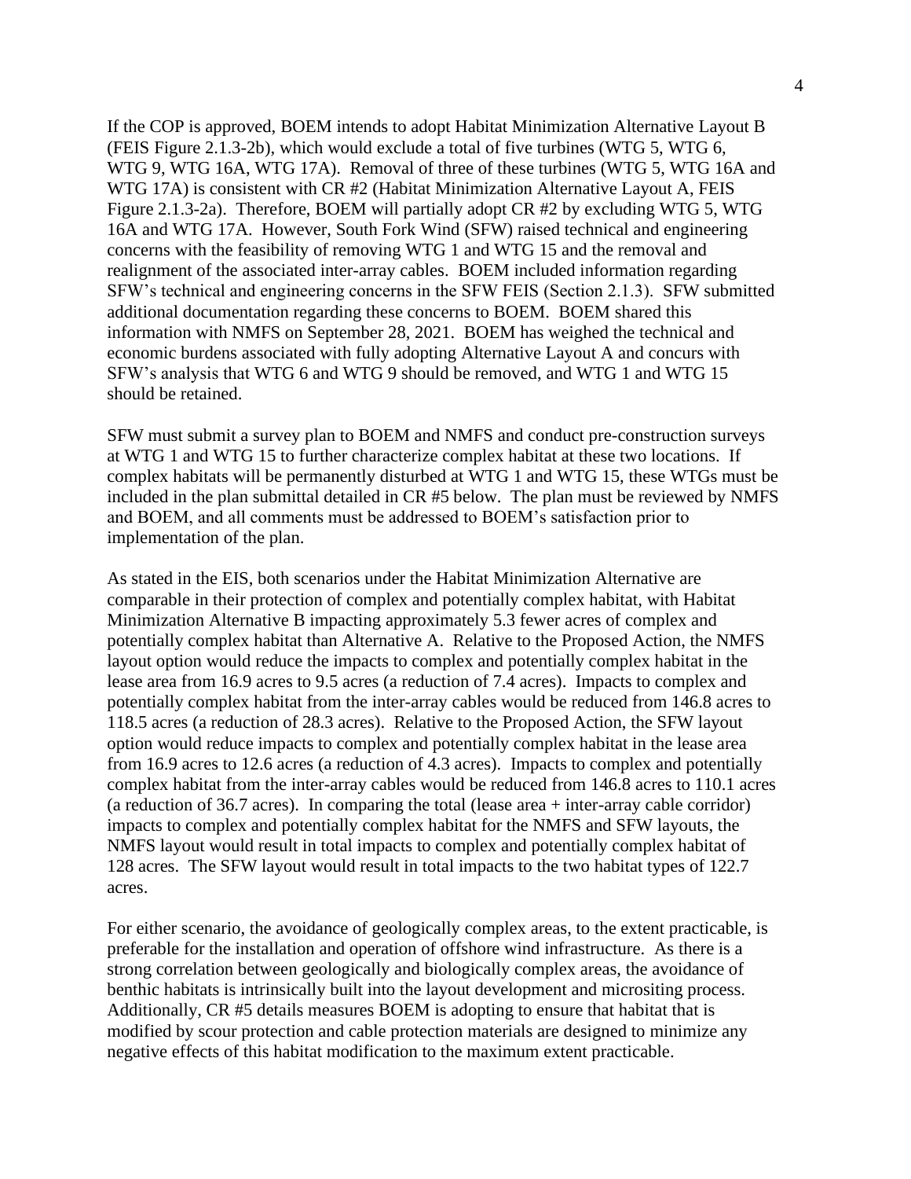If the COP is approved, BOEM intends to adopt Habitat Minimization Alternative Layout B (FEIS Figure 2.1.3-2b), which would exclude a total of five turbines (WTG 5, WTG 6, WTG 9, WTG 16A, WTG 17A). Removal of three of these turbines (WTG 5, WTG 16A and WTG 17A) is consistent with CR #2 (Habitat Minimization Alternative Layout A, FEIS Figure 2.1.3-2a). Therefore, BOEM will partially adopt CR #2 by excluding WTG 5, WTG 16A and WTG 17A. However, South Fork Wind (SFW) raised technical and engineering concerns with the feasibility of removing WTG 1 and WTG 15 and the removal and realignment of the associated inter-array cables. BOEM included information regarding SFW's technical and engineering concerns in the SFW FEIS (Section 2.1.3). SFW submitted additional documentation regarding these concerns to BOEM. BOEM shared this information with NMFS on September 28, 2021. BOEM has weighed the technical and economic burdens associated with fully adopting Alternative Layout A and concurs with SFW's analysis that WTG 6 and WTG 9 should be removed, and WTG 1 and WTG 15 should be retained.

SFW must submit a survey plan to BOEM and NMFS and conduct pre-construction surveys at WTG 1 and WTG 15 to further characterize complex habitat at these two locations. If complex habitats will be permanently disturbed at WTG 1 and WTG 15, these WTGs must be included in the plan submittal detailed in CR #5 below. The plan must be reviewed by NMFS and BOEM, and all comments must be addressed to BOEM's satisfaction prior to implementation of the plan.

As stated in the EIS, both scenarios under the Habitat Minimization Alternative are comparable in their protection of complex and potentially complex habitat, with Habitat Minimization Alternative B impacting approximately 5.3 fewer acres of complex and potentially complex habitat than Alternative A. Relative to the Proposed Action, the NMFS layout option would reduce the impacts to complex and potentially complex habitat in the lease area from 16.9 acres to 9.5 acres (a reduction of 7.4 acres). Impacts to complex and potentially complex habitat from the inter-array cables would be reduced from 146.8 acres to 118.5 acres (a reduction of 28.3 acres). Relative to the Proposed Action, the SFW layout option would reduce impacts to complex and potentially complex habitat in the lease area from 16.9 acres to 12.6 acres (a reduction of 4.3 acres). Impacts to complex and potentially complex habitat from the inter-array cables would be reduced from 146.8 acres to 110.1 acres (a reduction of 36.7 acres). In comparing the total (lease area + inter-array cable corridor) impacts to complex and potentially complex habitat for the NMFS and SFW layouts, the NMFS layout would result in total impacts to complex and potentially complex habitat of 128 acres. The SFW layout would result in total impacts to the two habitat types of 122.7 acres.

For either scenario, the avoidance of geologically complex areas, to the extent practicable, is preferable for the installation and operation of offshore wind infrastructure. As there is a strong correlation between geologically and biologically complex areas, the avoidance of benthic habitats is intrinsically built into the layout development and micrositing process. Additionally, CR #5 details measures BOEM is adopting to ensure that habitat that is modified by scour protection and cable protection materials are designed to minimize any negative effects of this habitat modification to the maximum extent practicable.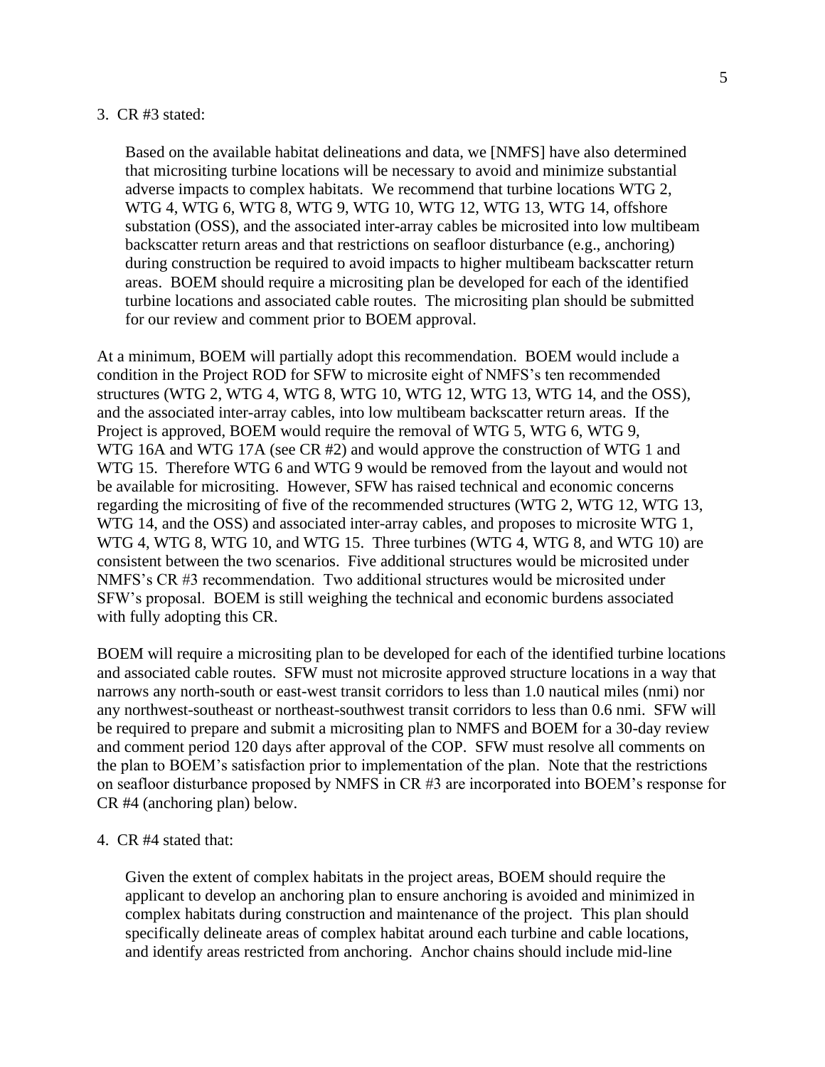3. CR #3 stated:

> Based on the available habitat delineations and data, we [NMFS] have also determined that micrositing turbine locations will be necessary to avoid and minimize substantial adverse impacts to complex habitats. We recommend that turbine locations WTG 2, WTG 4, WTG 6, WTG 8, WTG 9, WTG 10, WTG 12, WTG 13, WTG 14, offshore substation (OSS), and the associated inter-array cables be microsited into low multibeam backscatter return areas and that restrictions on seafloor disturbance (e.g., anchoring) during construction be required to avoid impacts to higher multibeam backscatter return areas. BOEM should require a micrositing plan be developed for each of the identified turbine locations and associated cable routes. The micrositing plan should be submitted for our review and comment prior to BOEM approval.

At a minimum, BOEM will partially adopt this recommendation. BOEM would include a condition in the Project ROD for SFW to microsite eight of NMFS's ten recommended structures (WTG 2, WTG 4, WTG 8, WTG 10, WTG 12, WTG 13, WTG 14, and the OSS), and the associated inter-array cables, into low multibeam backscatter return areas. If the Project is approved, BOEM would require the removal of WTG 5, WTG 6, WTG 9, WTG 16A and WTG 17A (see CR #2) and would approve the construction of WTG 1 and WTG 15. Therefore WTG 6 and WTG 9 would be removed from the layout and would not be available for micrositing. However, SFW has raised technical and economic concerns regarding the micrositing of five of the recommended structures (WTG 2, WTG 12, WTG 13, WTG 14, and the OSS) and associated inter-array cables, and proposes to microsite WTG 1, WTG 4, WTG 8, WTG 10, and WTG 15. Three turbines (WTG 4, WTG 8, and WTG 10) are consistent between the two scenarios. Five additional structures would be microsited under NMFS's CR #3 recommendation. Two additional structures would be microsited under SFW's proposal. BOEM is still weighing the technical and economic burdens associated with fully adopting this CR.

BOEM will require a micrositing plan to be developed for each of the identified turbine locations and associated cable routes. SFW must not microsite approved structure locations in a way that narrows any north-south or east-west transit corridors to less than 1.0 nautical miles (nmi) nor any northwest-southeast or northeast-southwest transit corridors to less than 0.6 nmi. SFW will be required to prepare and submit a micrositing plan to NMFS and BOEM for a 30-day review and comment period 120 days after approval of the COP. SFW must resolve all comments on the plan to BOEM's satisfaction prior to implementation of the plan. Note that the restrictions on seafloor disturbance proposed by NMFS in CR #3 are incorporated into BOEM's response for CR #4 (anchoring plan) below.

4. CR #4 stated that:

> Given the extent of complex habitats in the project areas, BOEM should require the applicant to develop an anchoring plan to ensure anchoring is avoided and minimized in complex habitats during construction and maintenance of the project. This plan should specifically delineate areas of complex habitat around each turbine and cable locations, and identify areas restricted from anchoring. Anchor chains should include mid-line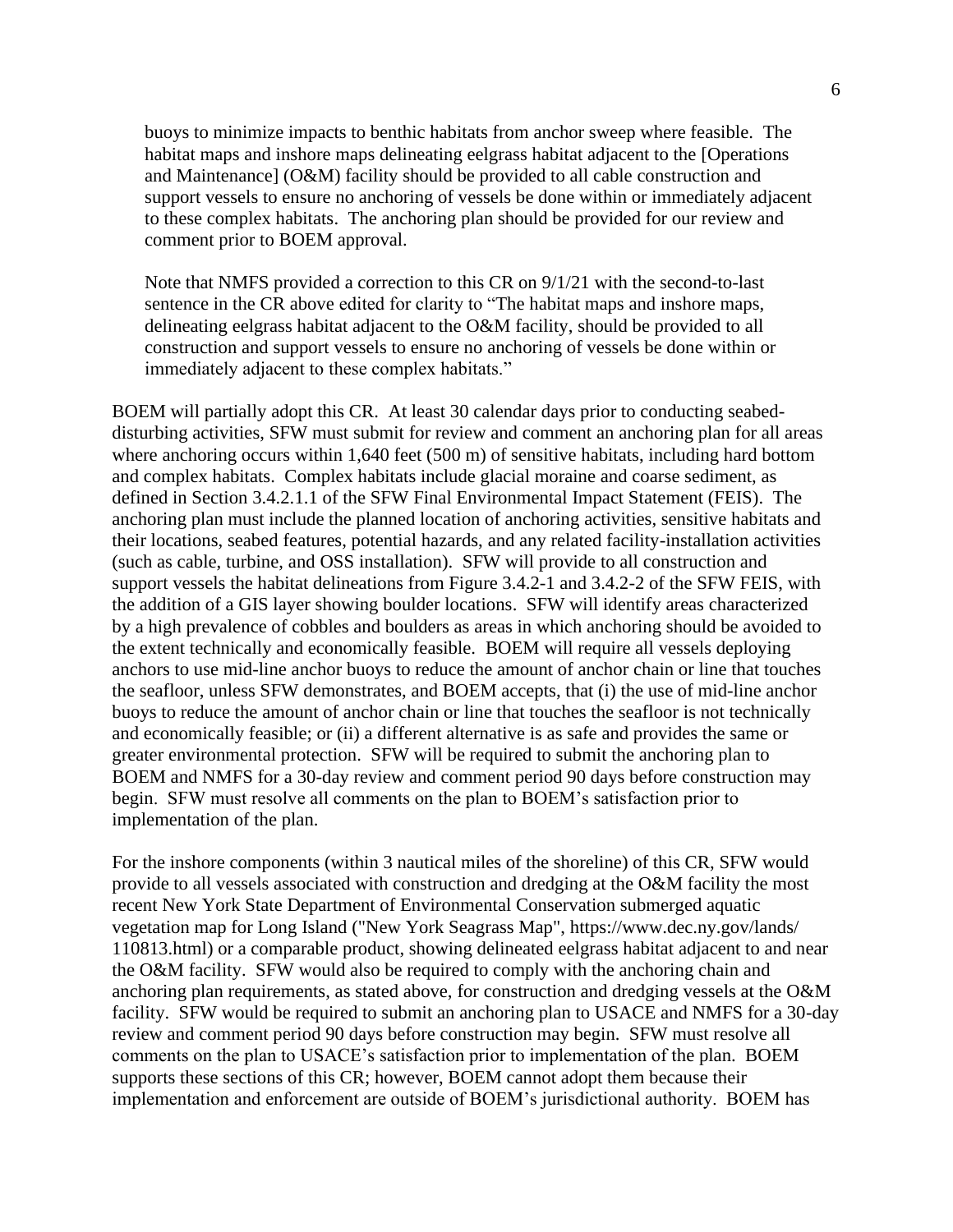> buoys to minimize impacts to benthic habitats from anchor sweep where feasible. The habitat maps and inshore maps delineating eelgrass habitat adjacent to the [Operations and Maintenance] (O&M) facility should be provided to all cable construction and support vessels to ensure no anchoring of vessels be done within or immediately adjacent to these complex habitats. The anchoring plan should be provided for our review and comment prior to BOEM approval.
>
> Note that NMFS provided a correction to this CR on 9/1/21 with the second-to-last sentence in the CR above edited for clarity to "The habitat maps and inshore maps, delineating eelgrass habitat adjacent to the O&M facility, should be provided to all construction and support vessels to ensure no anchoring of vessels be done within or immediately adjacent to these complex habitats."

BOEM will partially adopt this CR. At least 30 calendar days prior to conducting seabed-disturbing activities, SFW must submit for review and comment an anchoring plan for all areas where anchoring occurs within 1,640 feet (500 m) of sensitive habitats, including hard bottom and complex habitats. Complex habitats include glacial moraine and coarse sediment, as defined in Section 3.4.2.1.1 of the SFW Final Environmental Impact Statement (FEIS). The anchoring plan must include the planned location of anchoring activities, sensitive habitats and their locations, seabed features, potential hazards, and any related facility-installation activities (such as cable, turbine, and OSS installation). SFW will provide to all construction and support vessels the habitat delineations from Figure 3.4.2-1 and 3.4.2-2 of the SFW FEIS, with the addition of a GIS layer showing boulder locations. SFW will identify areas characterized by a high prevalence of cobbles and boulders as areas in which anchoring should be avoided to the extent technically and economically feasible. BOEM will require all vessels deploying anchors to use mid-line anchor buoys to reduce the amount of anchor chain or line that touches the seafloor, unless SFW demonstrates, and BOEM accepts, that (i) the use of mid-line anchor buoys to reduce the amount of anchor chain or line that touches the seafloor is not technically and economically feasible; or (ii) a different alternative is as safe and provides the same or greater environmental protection. SFW will be required to submit the anchoring plan to BOEM and NMFS for a 30-day review and comment period 90 days before construction may begin. SFW must resolve all comments on the plan to BOEM's satisfaction prior to implementation of the plan.

For the inshore components (within 3 nautical miles of the shoreline) of this CR, SFW would provide to all vessels associated with construction and dredging at the O&M facility the most recent New York State Department of Environmental Conservation submerged aquatic vegetation map for Long Island ("New York Seagrass Map", https://www.dec.ny.gov/lands/110813.html) or a comparable product, showing delineated eelgrass habitat adjacent to and near the O&M facility. SFW would also be required to comply with the anchoring chain and anchoring plan requirements, as stated above, for construction and dredging vessels at the O&M facility. SFW would be required to submit an anchoring plan to USACE and NMFS for a 30-day review and comment period 90 days before construction may begin. SFW must resolve all comments on the plan to USACE's satisfaction prior to implementation of the plan. BOEM supports these sections of this CR; however, BOEM cannot adopt them because their implementation and enforcement are outside of BOEM's jurisdictional authority. BOEM has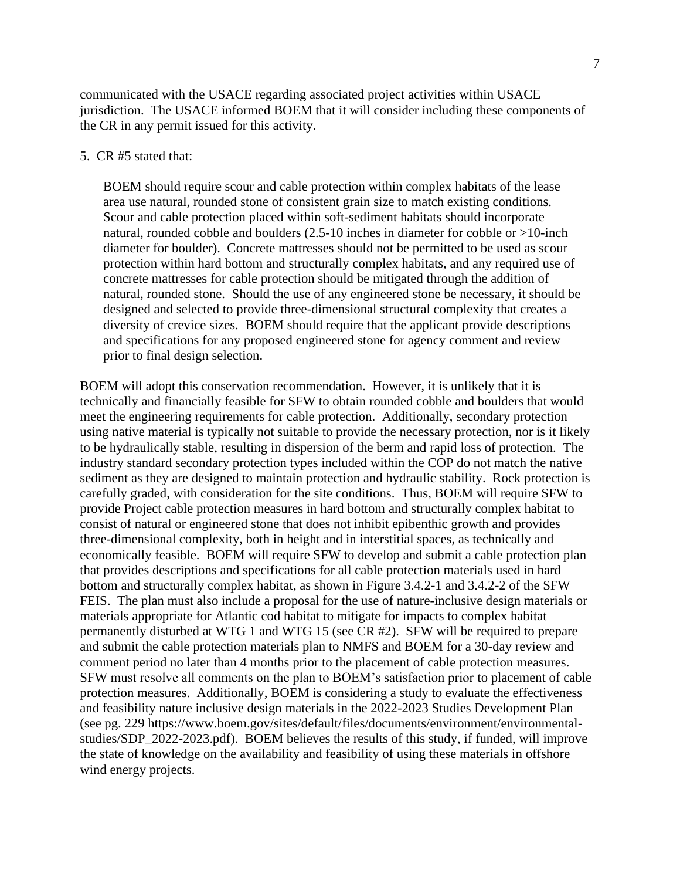communicated with the USACE regarding associated project activities within USACE jurisdiction. The USACE informed BOEM that it will consider including these components of the CR in any permit issued for this activity.

5. CR #5 stated that:

> BOEM should require scour and cable protection within complex habitats of the lease area use natural, rounded stone of consistent grain size to match existing conditions. Scour and cable protection placed within soft-sediment habitats should incorporate natural, rounded cobble and boulders (2.5-10 inches in diameter for cobble or >10-inch diameter for boulder). Concrete mattresses should not be permitted to be used as scour protection within hard bottom and structurally complex habitats, and any required use of concrete mattresses for cable protection should be mitigated through the addition of natural, rounded stone. Should the use of any engineered stone be necessary, it should be designed and selected to provide three-dimensional structural complexity that creates a diversity of crevice sizes. BOEM should require that the applicant provide descriptions and specifications for any proposed engineered stone for agency comment and review prior to final design selection.

BOEM will adopt this conservation recommendation. However, it is unlikely that it is technically and financially feasible for SFW to obtain rounded cobble and boulders that would meet the engineering requirements for cable protection. Additionally, secondary protection using native material is typically not suitable to provide the necessary protection, nor is it likely to be hydraulically stable, resulting in dispersion of the berm and rapid loss of protection. The industry standard secondary protection types included within the COP do not match the native sediment as they are designed to maintain protection and hydraulic stability. Rock protection is carefully graded, with consideration for the site conditions. Thus, BOEM will require SFW to provide Project cable protection measures in hard bottom and structurally complex habitat to consist of natural or engineered stone that does not inhibit epibenthic growth and provides three-dimensional complexity, both in height and in interstitial spaces, as technically and economically feasible. BOEM will require SFW to develop and submit a cable protection plan that provides descriptions and specifications for all cable protection materials used in hard bottom and structurally complex habitat, as shown in Figure 3.4.2-1 and 3.4.2-2 of the SFW FEIS. The plan must also include a proposal for the use of nature-inclusive design materials or materials appropriate for Atlantic cod habitat to mitigate for impacts to complex habitat permanently disturbed at WTG 1 and WTG 15 (see CR #2). SFW will be required to prepare and submit the cable protection materials plan to NMFS and BOEM for a 30-day review and comment period no later than 4 months prior to the placement of cable protection measures. SFW must resolve all comments on the plan to BOEM's satisfaction prior to placement of cable protection measures. Additionally, BOEM is considering a study to evaluate the effectiveness and feasibility nature inclusive design materials in the 2022-2023 Studies Development Plan (see pg. 229 https://www.boem.gov/sites/default/files/documents/environment/environmental-studies/SDP_2022-2023.pdf). BOEM believes the results of this study, if funded, will improve the state of knowledge on the availability and feasibility of using these materials in offshore wind energy projects.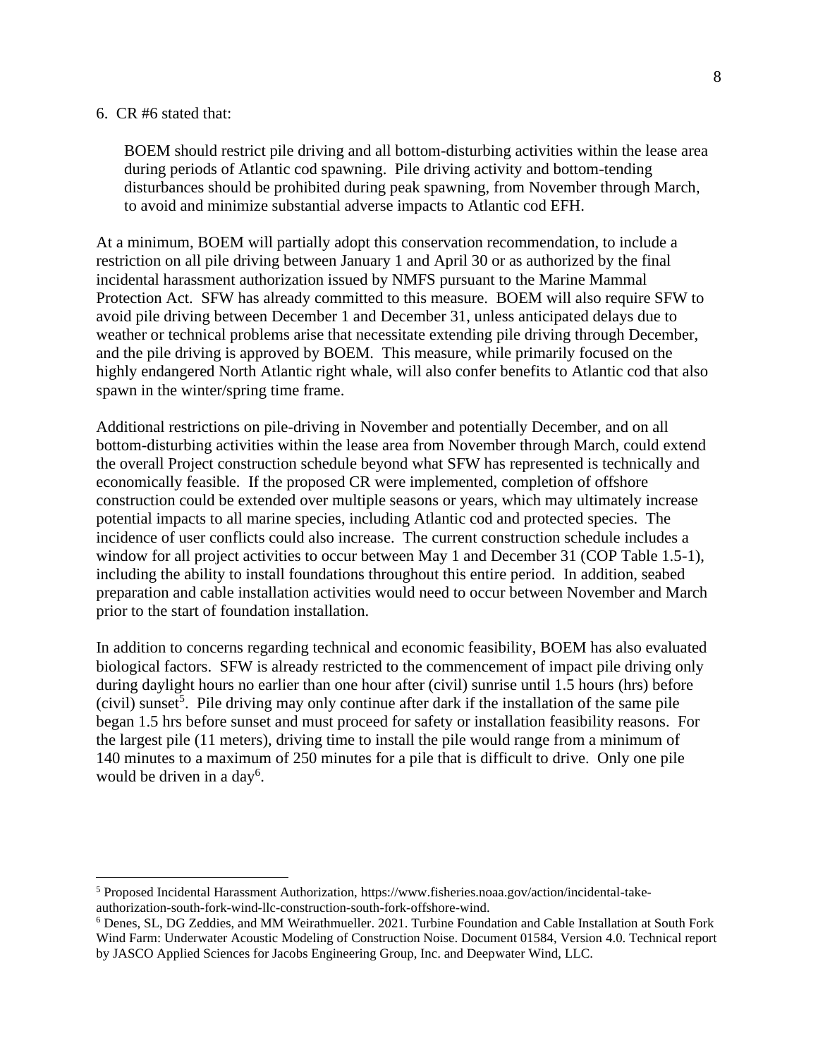6. CR #6 stated that:

> BOEM should restrict pile driving and all bottom-disturbing activities within the lease area during periods of Atlantic cod spawning. Pile driving activity and bottom-tending disturbances should be prohibited during peak spawning, from November through March, to avoid and minimize substantial adverse impacts to Atlantic cod EFH.

At a minimum, BOEM will partially adopt this conservation recommendation, to include a restriction on all pile driving between January 1 and April 30 or as authorized by the final incidental harassment authorization issued by NMFS pursuant to the Marine Mammal Protection Act. SFW has already committed to this measure. BOEM will also require SFW to avoid pile driving between December 1 and December 31, unless anticipated delays due to weather or technical problems arise that necessitate extending pile driving through December, and the pile driving is approved by BOEM. This measure, while primarily focused on the highly endangered North Atlantic right whale, will also confer benefits to Atlantic cod that also spawn in the winter/spring time frame.

Additional restrictions on pile-driving in November and potentially December, and on all bottom-disturbing activities within the lease area from November through March, could extend the overall Project construction schedule beyond what SFW has represented is technically and economically feasible. If the proposed CR were implemented, completion of offshore construction could be extended over multiple seasons or years, which may ultimately increase potential impacts to all marine species, including Atlantic cod and protected species. The incidence of user conflicts could also increase. The current construction schedule includes a window for all project activities to occur between May 1 and December 31 (COP Table 1.5-1), including the ability to install foundations throughout this entire period. In addition, seabed preparation and cable installation activities would need to occur between November and March prior to the start of foundation installation.

In addition to concerns regarding technical and economic feasibility, BOEM has also evaluated biological factors. SFW is already restricted to the commencement of impact pile driving only during daylight hours no earlier than one hour after (civil) sunrise until 1.5 hours (hrs) before (civil) sunset[5]. Pile driving may only continue after dark if the installation of the same pile began 1.5 hrs before sunset and must proceed for safety or installation feasibility reasons. For the largest pile (11 meters), driving time to install the pile would range from a minimum of 140 minutes to a maximum of 250 minutes for a pile that is difficult to drive. Only one pile would be driven in a day[6].

---

[5] Proposed Incidental Harassment Authorization, https://www.fisheries.noaa.gov/action/incidental-take-authorization-south-fork-wind-llc-construction-south-fork-offshore-wind.

[6] Denes, SL, DG Zeddies, and MM Weirathmueller. 2021. Turbine Foundation and Cable Installation at South Fork Wind Farm: Underwater Acoustic Modeling of Construction Noise. Document 01584, Version 4.0. Technical report by JASCO Applied Sciences for Jacobs Engineering Group, Inc. and Deepwater Wind, LLC.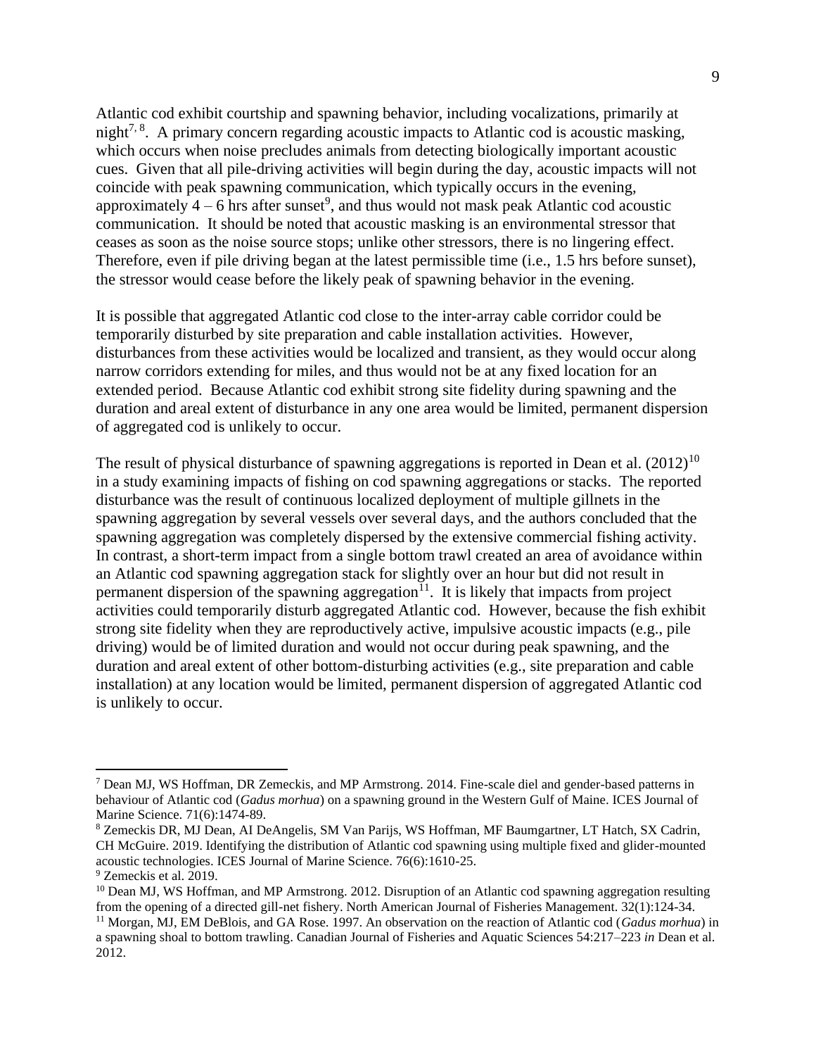Atlantic cod exhibit courtship and spawning behavior, including vocalizations, primarily at night[7, 8]. A primary concern regarding acoustic impacts to Atlantic cod is acoustic masking, which occurs when noise precludes animals from detecting biologically important acoustic cues. Given that all pile-driving activities will begin during the day, acoustic impacts will not coincide with peak spawning communication, which typically occurs in the evening, approximately 4 – 6 hrs after sunset[9], and thus would not mask peak Atlantic cod acoustic communication. It should be noted that acoustic masking is an environmental stressor that ceases as soon as the noise source stops; unlike other stressors, there is no lingering effect. Therefore, even if pile driving began at the latest permissible time (i.e., 1.5 hrs before sunset), the stressor would cease before the likely peak of spawning behavior in the evening.

It is possible that aggregated Atlantic cod close to the inter-array cable corridor could be temporarily disturbed by site preparation and cable installation activities. However, disturbances from these activities would be localized and transient, as they would occur along narrow corridors extending for miles, and thus would not be at any fixed location for an extended period. Because Atlantic cod exhibit strong site fidelity during spawning and the duration and areal extent of disturbance in any one area would be limited, permanent dispersion of aggregated cod is unlikely to occur.

The result of physical disturbance of spawning aggregations is reported in Dean et al. (2012)[10] in a study examining impacts of fishing on cod spawning aggregations or stacks. The reported disturbance was the result of continuous localized deployment of multiple gillnets in the spawning aggregation by several vessels over several days, and the authors concluded that the spawning aggregation was completely dispersed by the extensive commercial fishing activity. In contrast, a short-term impact from a single bottom trawl created an area of avoidance within an Atlantic cod spawning aggregation stack for slightly over an hour but did not result in permanent dispersion of the spawning aggregation[11]. It is likely that impacts from project activities could temporarily disturb aggregated Atlantic cod. However, because the fish exhibit strong site fidelity when they are reproductively active, impulsive acoustic impacts (e.g., pile driving) would be of limited duration and would not occur during peak spawning, and the duration and areal extent of other bottom-disturbing activities (e.g., site preparation and cable installation) at any location would be limited, permanent dispersion of aggregated Atlantic cod is unlikely to occur.

---

[7] Dean MJ, WS Hoffman, DR Zemeckis, and MP Armstrong. 2014. Fine-scale diel and gender-based patterns in behaviour of Atlantic cod (*Gadus morhua*) on a spawning ground in the Western Gulf of Maine. ICES Journal of Marine Science. 71(6):1474-89.

[8] Zemeckis DR, MJ Dean, AI DeAngelis, SM Van Parijs, WS Hoffman, MF Baumgartner, LT Hatch, SX Cadrin, CH McGuire. 2019. Identifying the distribution of Atlantic cod spawning using multiple fixed and glider-mounted acoustic technologies. ICES Journal of Marine Science. 76(6):1610-25.

[9] Zemeckis et al. 2019.

[10] Dean MJ, WS Hoffman, and MP Armstrong. 2012. Disruption of an Atlantic cod spawning aggregation resulting from the opening of a directed gill-net fishery. North American Journal of Fisheries Management. 32(1):124-34.

[11] Morgan, MJ, EM DeBlois, and GA Rose. 1997. An observation on the reaction of Atlantic cod (*Gadus morhua*) in a spawning shoal to bottom trawling. Canadian Journal of Fisheries and Aquatic Sciences 54:217–223 *in* Dean et al. 2012.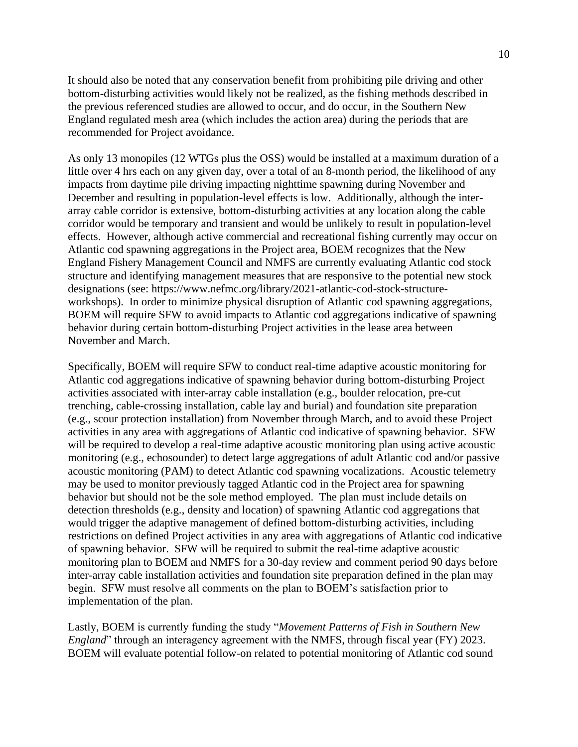It should also be noted that any conservation benefit from prohibiting pile driving and other bottom-disturbing activities would likely not be realized, as the fishing methods described in the previous referenced studies are allowed to occur, and do occur, in the Southern New England regulated mesh area (which includes the action area) during the periods that are recommended for Project avoidance.

As only 13 monopiles (12 WTGs plus the OSS) would be installed at a maximum duration of a little over 4 hrs each on any given day, over a total of an 8-month period, the likelihood of any impacts from daytime pile driving impacting nighttime spawning during November and December and resulting in population-level effects is low. Additionally, although the inter-array cable corridor is extensive, bottom-disturbing activities at any location along the cable corridor would be temporary and transient and would be unlikely to result in population-level effects. However, although active commercial and recreational fishing currently may occur on Atlantic cod spawning aggregations in the Project area, BOEM recognizes that the New England Fishery Management Council and NMFS are currently evaluating Atlantic cod stock structure and identifying management measures that are responsive to the potential new stock designations (see: https://www.nefmc.org/library/2021-atlantic-cod-stock-structure-workshops). In order to minimize physical disruption of Atlantic cod spawning aggregations, BOEM will require SFW to avoid impacts to Atlantic cod aggregations indicative of spawning behavior during certain bottom-disturbing Project activities in the lease area between November and March.

Specifically, BOEM will require SFW to conduct real-time adaptive acoustic monitoring for Atlantic cod aggregations indicative of spawning behavior during bottom-disturbing Project activities associated with inter-array cable installation (e.g., boulder relocation, pre-cut trenching, cable-crossing installation, cable lay and burial) and foundation site preparation (e.g., scour protection installation) from November through March, and to avoid these Project activities in any area with aggregations of Atlantic cod indicative of spawning behavior. SFW will be required to develop a real-time adaptive acoustic monitoring plan using active acoustic monitoring (e.g., echosounder) to detect large aggregations of adult Atlantic cod and/or passive acoustic monitoring (PAM) to detect Atlantic cod spawning vocalizations. Acoustic telemetry may be used to monitor previously tagged Atlantic cod in the Project area for spawning behavior but should not be the sole method employed. The plan must include details on detection thresholds (e.g., density and location) of spawning Atlantic cod aggregations that would trigger the adaptive management of defined bottom-disturbing activities, including restrictions on defined Project activities in any area with aggregations of Atlantic cod indicative of spawning behavior. SFW will be required to submit the real-time adaptive acoustic monitoring plan to BOEM and NMFS for a 30-day review and comment period 90 days before inter-array cable installation activities and foundation site preparation defined in the plan may begin. SFW must resolve all comments on the plan to BOEM's satisfaction prior to implementation of the plan.

Lastly, BOEM is currently funding the study "*Movement Patterns of Fish in Southern New England*" through an interagency agreement with the NMFS, through fiscal year (FY) 2023. BOEM will evaluate potential follow-on related to potential monitoring of Atlantic cod sound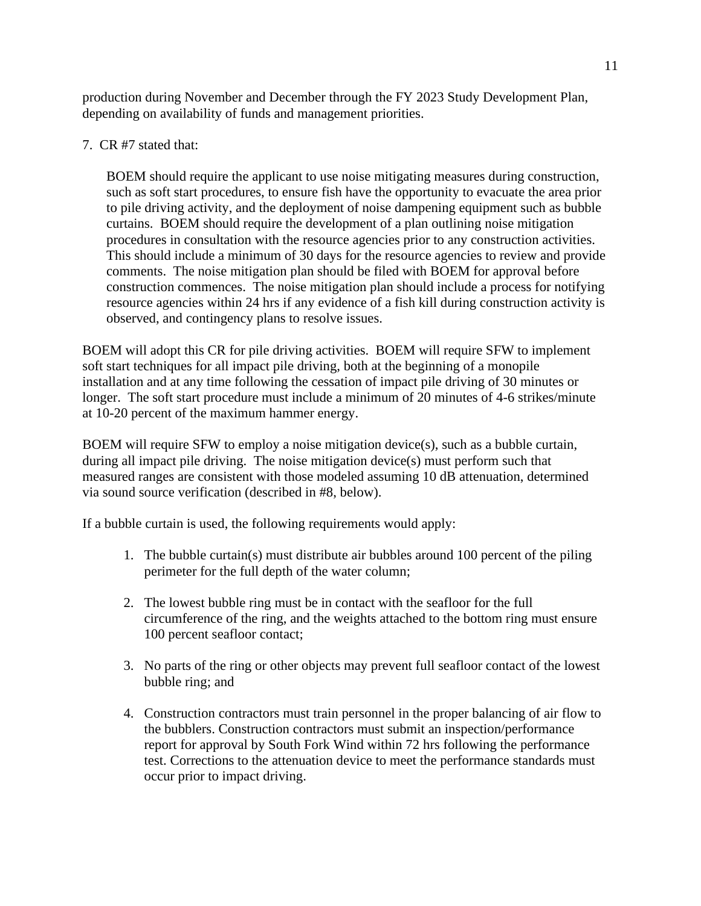production during November and December through the FY 2023 Study Development Plan, depending on availability of funds and management priorities.

7. CR #7 stated that:

> BOEM should require the applicant to use noise mitigating measures during construction, such as soft start procedures, to ensure fish have the opportunity to evacuate the area prior to pile driving activity, and the deployment of noise dampening equipment such as bubble curtains. BOEM should require the development of a plan outlining noise mitigation procedures in consultation with the resource agencies prior to any construction activities. This should include a minimum of 30 days for the resource agencies to review and provide comments. The noise mitigation plan should be filed with BOEM for approval before construction commences. The noise mitigation plan should include a process for notifying resource agencies within 24 hrs if any evidence of a fish kill during construction activity is observed, and contingency plans to resolve issues.

BOEM will adopt this CR for pile driving activities. BOEM will require SFW to implement soft start techniques for all impact pile driving, both at the beginning of a monopile installation and at any time following the cessation of impact pile driving of 30 minutes or longer. The soft start procedure must include a minimum of 20 minutes of 4-6 strikes/minute at 10-20 percent of the maximum hammer energy.

BOEM will require SFW to employ a noise mitigation device(s), such as a bubble curtain, during all impact pile driving. The noise mitigation device(s) must perform such that measured ranges are consistent with those modeled assuming 10 dB attenuation, determined via sound source verification (described in #8, below).

If a bubble curtain is used, the following requirements would apply:

1. The bubble curtain(s) must distribute air bubbles around 100 percent of the piling perimeter for the full depth of the water column;

2. The lowest bubble ring must be in contact with the seafloor for the full circumference of the ring, and the weights attached to the bottom ring must ensure 100 percent seafloor contact;

3. No parts of the ring or other objects may prevent full seafloor contact of the lowest bubble ring; and

4. Construction contractors must train personnel in the proper balancing of air flow to the bubblers. Construction contractors must submit an inspection/performance report for approval by South Fork Wind within 72 hrs following the performance test. Corrections to the attenuation device to meet the performance standards must occur prior to impact driving.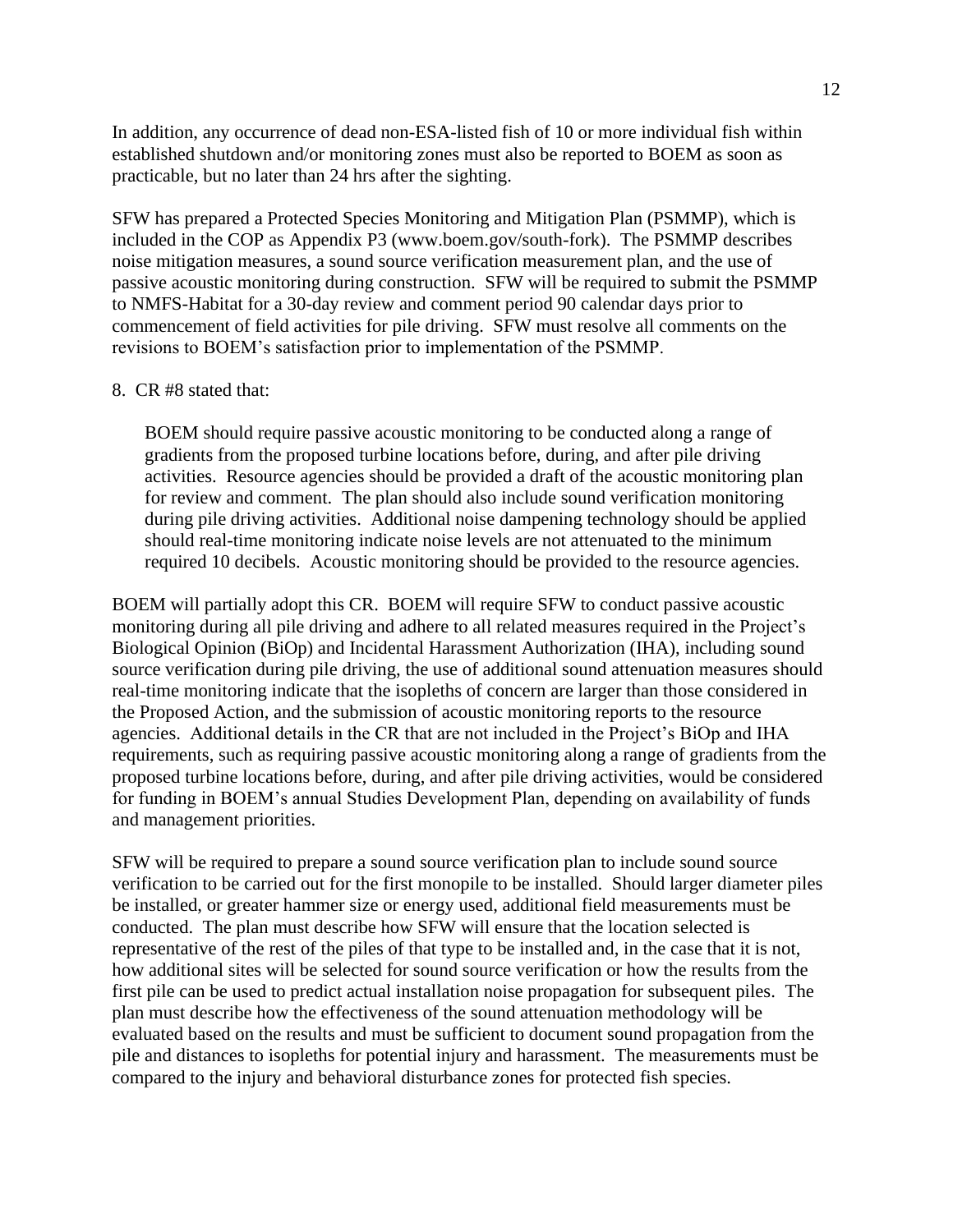In addition, any occurrence of dead non-ESA-listed fish of 10 or more individual fish within established shutdown and/or monitoring zones must also be reported to BOEM as soon as practicable, but no later than 24 hrs after the sighting.

SFW has prepared a Protected Species Monitoring and Mitigation Plan (PSMMP), which is included in the COP as Appendix P3 (www.boem.gov/south-fork). The PSMMP describes noise mitigation measures, a sound source verification measurement plan, and the use of passive acoustic monitoring during construction. SFW will be required to submit the PSMMP to NMFS-Habitat for a 30-day review and comment period 90 calendar days prior to commencement of field activities for pile driving. SFW must resolve all comments on the revisions to BOEM's satisfaction prior to implementation of the PSMMP.

8. CR #8 stated that:

> BOEM should require passive acoustic monitoring to be conducted along a range of gradients from the proposed turbine locations before, during, and after pile driving activities. Resource agencies should be provided a draft of the acoustic monitoring plan for review and comment. The plan should also include sound verification monitoring during pile driving activities. Additional noise dampening technology should be applied should real-time monitoring indicate noise levels are not attenuated to the minimum required 10 decibels. Acoustic monitoring should be provided to the resource agencies.

BOEM will partially adopt this CR. BOEM will require SFW to conduct passive acoustic monitoring during all pile driving and adhere to all related measures required in the Project's Biological Opinion (BiOp) and Incidental Harassment Authorization (IHA), including sound source verification during pile driving, the use of additional sound attenuation measures should real-time monitoring indicate that the isopleths of concern are larger than those considered in the Proposed Action, and the submission of acoustic monitoring reports to the resource agencies. Additional details in the CR that are not included in the Project's BiOp and IHA requirements, such as requiring passive acoustic monitoring along a range of gradients from the proposed turbine locations before, during, and after pile driving activities, would be considered for funding in BOEM's annual Studies Development Plan, depending on availability of funds and management priorities.

SFW will be required to prepare a sound source verification plan to include sound source verification to be carried out for the first monopile to be installed. Should larger diameter piles be installed, or greater hammer size or energy used, additional field measurements must be conducted. The plan must describe how SFW will ensure that the location selected is representative of the rest of the piles of that type to be installed and, in the case that it is not, how additional sites will be selected for sound source verification or how the results from the first pile can be used to predict actual installation noise propagation for subsequent piles. The plan must describe how the effectiveness of the sound attenuation methodology will be evaluated based on the results and must be sufficient to document sound propagation from the pile and distances to isopleths for potential injury and harassment. The measurements must be compared to the injury and behavioral disturbance zones for protected fish species.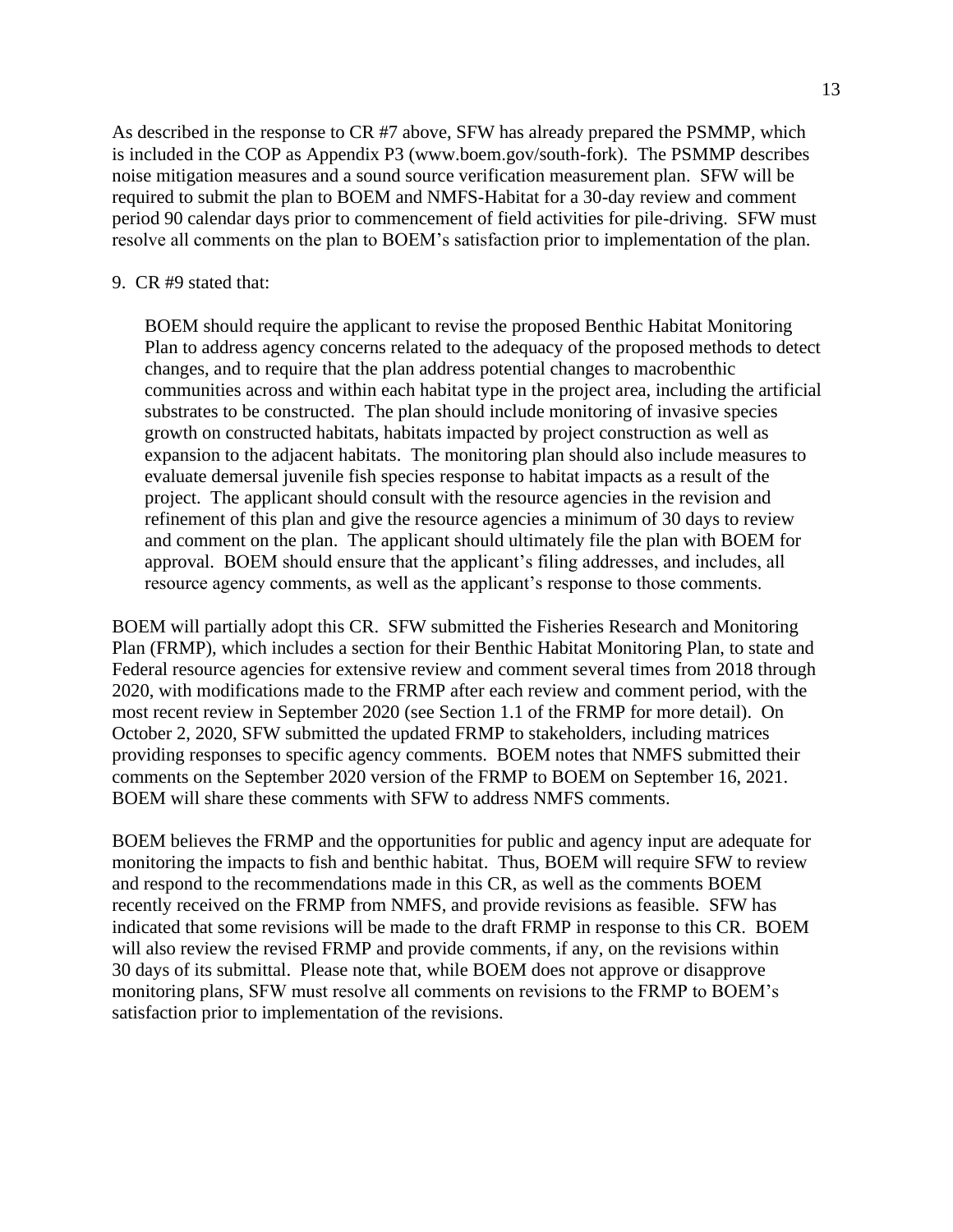As described in the response to CR #7 above, SFW has already prepared the PSMMP, which is included in the COP as Appendix P3 (www.boem.gov/south-fork). The PSMMP describes noise mitigation measures and a sound source verification measurement plan. SFW will be required to submit the plan to BOEM and NMFS-Habitat for a 30-day review and comment period 90 calendar days prior to commencement of field activities for pile-driving. SFW must resolve all comments on the plan to BOEM's satisfaction prior to implementation of the plan.

9. CR #9 stated that:

> BOEM should require the applicant to revise the proposed Benthic Habitat Monitoring Plan to address agency concerns related to the adequacy of the proposed methods to detect changes, and to require that the plan address potential changes to macrobenthic communities across and within each habitat type in the project area, including the artificial substrates to be constructed. The plan should include monitoring of invasive species growth on constructed habitats, habitats impacted by project construction as well as expansion to the adjacent habitats. The monitoring plan should also include measures to evaluate demersal juvenile fish species response to habitat impacts as a result of the project. The applicant should consult with the resource agencies in the revision and refinement of this plan and give the resource agencies a minimum of 30 days to review and comment on the plan. The applicant should ultimately file the plan with BOEM for approval. BOEM should ensure that the applicant's filing addresses, and includes, all resource agency comments, as well as the applicant's response to those comments.

BOEM will partially adopt this CR. SFW submitted the Fisheries Research and Monitoring Plan (FRMP), which includes a section for their Benthic Habitat Monitoring Plan, to state and Federal resource agencies for extensive review and comment several times from 2018 through 2020, with modifications made to the FRMP after each review and comment period, with the most recent review in September 2020 (see Section 1.1 of the FRMP for more detail). On October 2, 2020, SFW submitted the updated FRMP to stakeholders, including matrices providing responses to specific agency comments. BOEM notes that NMFS submitted their comments on the September 2020 version of the FRMP to BOEM on September 16, 2021. BOEM will share these comments with SFW to address NMFS comments.

BOEM believes the FRMP and the opportunities for public and agency input are adequate for monitoring the impacts to fish and benthic habitat. Thus, BOEM will require SFW to review and respond to the recommendations made in this CR, as well as the comments BOEM recently received on the FRMP from NMFS, and provide revisions as feasible. SFW has indicated that some revisions will be made to the draft FRMP in response to this CR. BOEM will also review the revised FRMP and provide comments, if any, on the revisions within 30 days of its submittal. Please note that, while BOEM does not approve or disapprove monitoring plans, SFW must resolve all comments on revisions to the FRMP to BOEM's satisfaction prior to implementation of the revisions.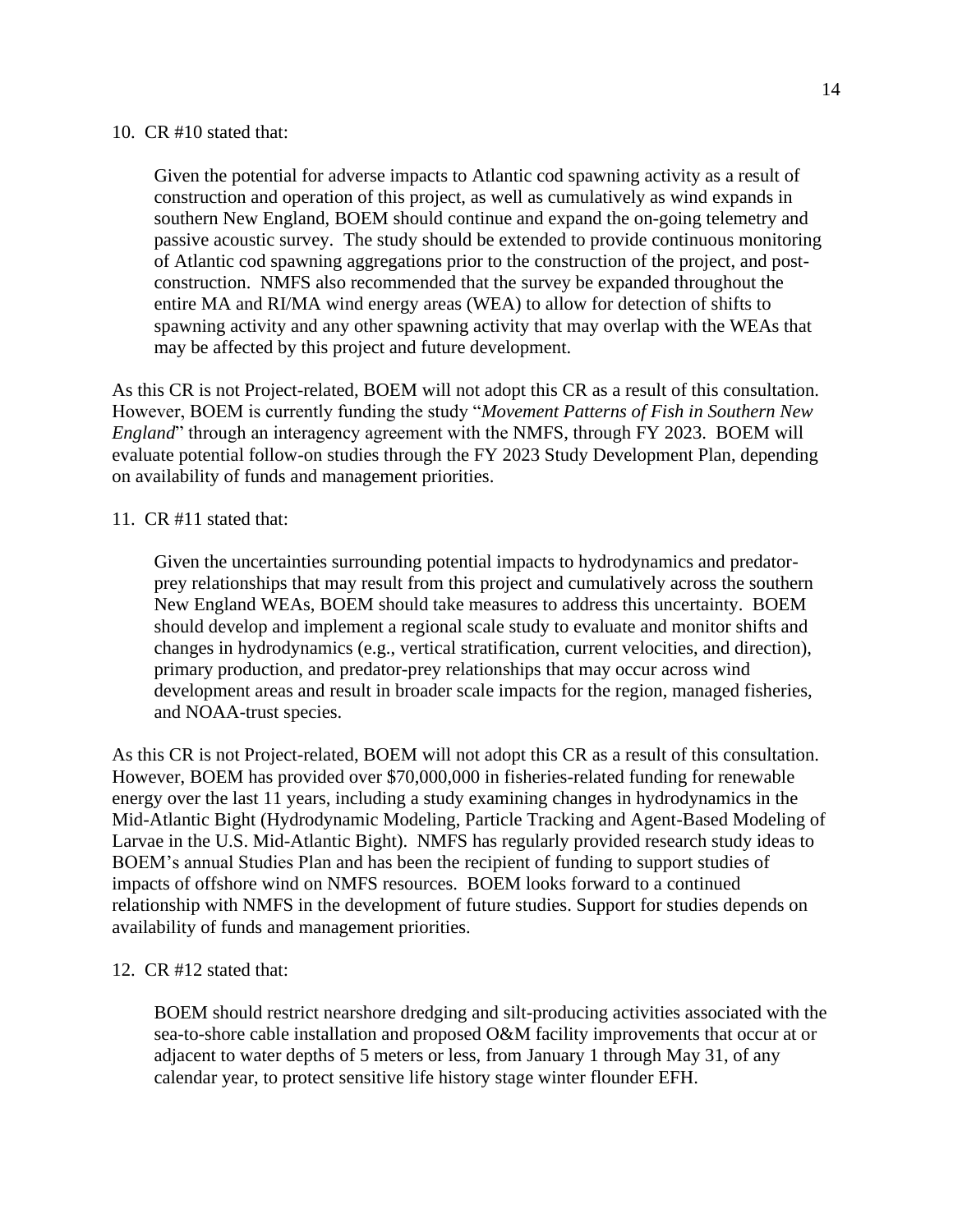10. CR #10 stated that:

> Given the potential for adverse impacts to Atlantic cod spawning activity as a result of construction and operation of this project, as well as cumulatively as wind expands in southern New England, BOEM should continue and expand the on-going telemetry and passive acoustic survey. The study should be extended to provide continuous monitoring of Atlantic cod spawning aggregations prior to the construction of the project, and post-construction. NMFS also recommended that the survey be expanded throughout the entire MA and RI/MA wind energy areas (WEA) to allow for detection of shifts to spawning activity and any other spawning activity that may overlap with the WEAs that may be affected by this project and future development.

As this CR is not Project-related, BOEM will not adopt this CR as a result of this consultation. However, BOEM is currently funding the study "*Movement Patterns of Fish in Southern New England*" through an interagency agreement with the NMFS, through FY 2023. BOEM will evaluate potential follow-on studies through the FY 2023 Study Development Plan, depending on availability of funds and management priorities.

11. CR #11 stated that:

> Given the uncertainties surrounding potential impacts to hydrodynamics and predator-prey relationships that may result from this project and cumulatively across the southern New England WEAs, BOEM should take measures to address this uncertainty. BOEM should develop and implement a regional scale study to evaluate and monitor shifts and changes in hydrodynamics (e.g., vertical stratification, current velocities, and direction), primary production, and predator-prey relationships that may occur across wind development areas and result in broader scale impacts for the region, managed fisheries, and NOAA-trust species.

As this CR is not Project-related, BOEM will not adopt this CR as a result of this consultation. However, BOEM has provided over $70,000,000 in fisheries-related funding for renewable energy over the last 11 years, including a study examining changes in hydrodynamics in the Mid-Atlantic Bight (Hydrodynamic Modeling, Particle Tracking and Agent-Based Modeling of Larvae in the U.S. Mid-Atlantic Bight). NMFS has regularly provided research study ideas to BOEM's annual Studies Plan and has been the recipient of funding to support studies of impacts of offshore wind on NMFS resources. BOEM looks forward to a continued relationship with NMFS in the development of future studies. Support for studies depends on availability of funds and management priorities.

12. CR #12 stated that:

> BOEM should restrict nearshore dredging and silt-producing activities associated with the sea-to-shore cable installation and proposed O&M facility improvements that occur at or adjacent to water depths of 5 meters or less, from January 1 through May 31, of any calendar year, to protect sensitive life history stage winter flounder EFH.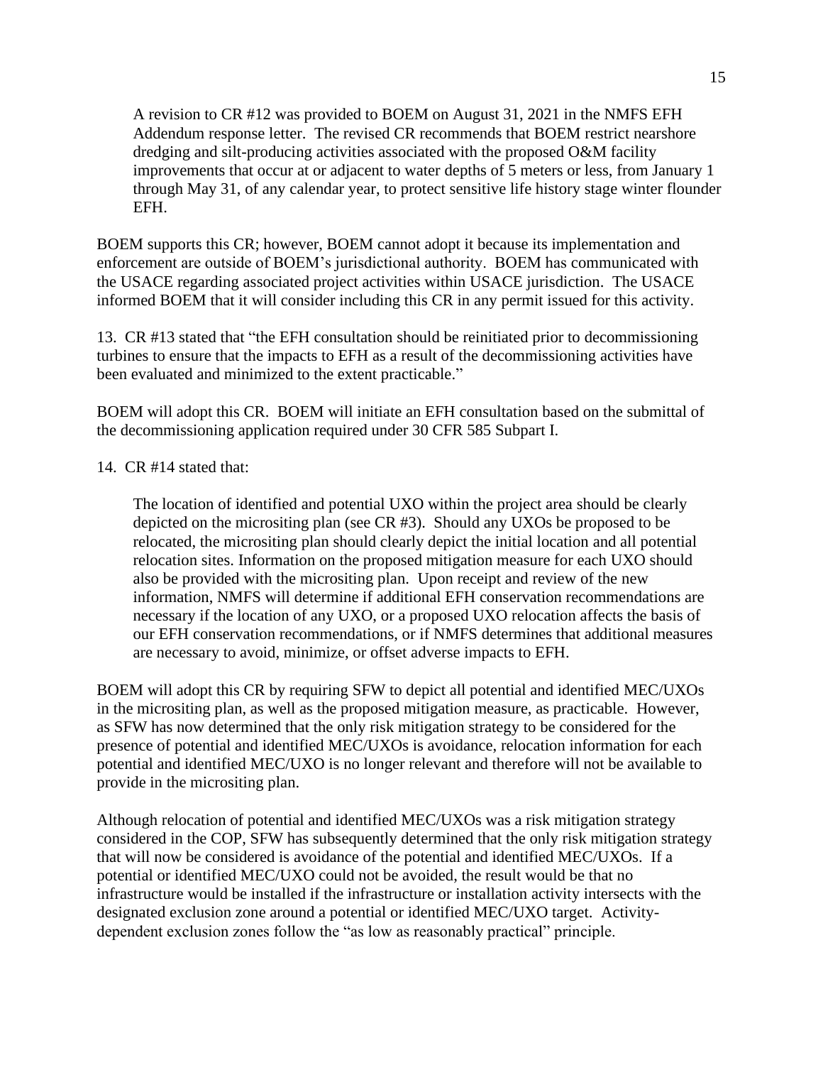> A revision to CR #12 was provided to BOEM on August 31, 2021 in the NMFS EFH Addendum response letter. The revised CR recommends that BOEM restrict nearshore dredging and silt-producing activities associated with the proposed O&M facility improvements that occur at or adjacent to water depths of 5 meters or less, from January 1 through May 31, of any calendar year, to protect sensitive life history stage winter flounder EFH.

BOEM supports this CR; however, BOEM cannot adopt it because its implementation and enforcement are outside of BOEM's jurisdictional authority. BOEM has communicated with the USACE regarding associated project activities within USACE jurisdiction. The USACE informed BOEM that it will consider including this CR in any permit issued for this activity.

13. CR #13 stated that "the EFH consultation should be reinitiated prior to decommissioning turbines to ensure that the impacts to EFH as a result of the decommissioning activities have been evaluated and minimized to the extent practicable."

BOEM will adopt this CR. BOEM will initiate an EFH consultation based on the submittal of the decommissioning application required under 30 CFR 585 Subpart I.

14. CR #14 stated that:

> The location of identified and potential UXO within the project area should be clearly depicted on the micrositing plan (see CR #3). Should any UXOs be proposed to be relocated, the micrositing plan should clearly depict the initial location and all potential relocation sites. Information on the proposed mitigation measure for each UXO should also be provided with the micrositing plan. Upon receipt and review of the new information, NMFS will determine if additional EFH conservation recommendations are necessary if the location of any UXO, or a proposed UXO relocation affects the basis of our EFH conservation recommendations, or if NMFS determines that additional measures are necessary to avoid, minimize, or offset adverse impacts to EFH.

BOEM will adopt this CR by requiring SFW to depict all potential and identified MEC/UXOs in the micrositing plan, as well as the proposed mitigation measure, as practicable. However, as SFW has now determined that the only risk mitigation strategy to be considered for the presence of potential and identified MEC/UXOs is avoidance, relocation information for each potential and identified MEC/UXO is no longer relevant and therefore will not be available to provide in the micrositing plan.

Although relocation of potential and identified MEC/UXOs was a risk mitigation strategy considered in the COP, SFW has subsequently determined that the only risk mitigation strategy that will now be considered is avoidance of the potential and identified MEC/UXOs. If a potential or identified MEC/UXO could not be avoided, the result would be that no infrastructure would be installed if the infrastructure or installation activity intersects with the designated exclusion zone around a potential or identified MEC/UXO target. Activity-dependent exclusion zones follow the "as low as reasonably practical" principle.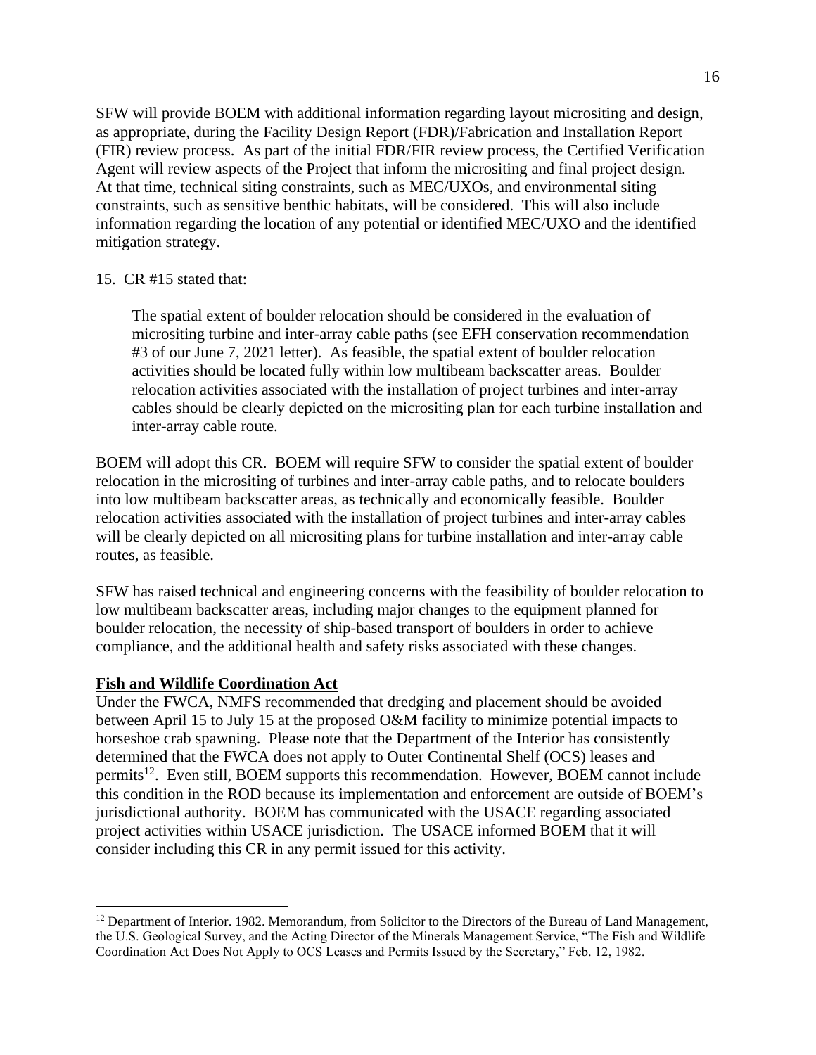SFW will provide BOEM with additional information regarding layout micrositing and design, as appropriate, during the Facility Design Report (FDR)/Fabrication and Installation Report (FIR) review process. As part of the initial FDR/FIR review process, the Certified Verification Agent will review aspects of the Project that inform the micrositing and final project design. At that time, technical siting constraints, such as MEC/UXOs, and environmental siting constraints, such as sensitive benthic habitats, will be considered. This will also include information regarding the location of any potential or identified MEC/UXO and the identified mitigation strategy.

15. CR #15 stated that:

> The spatial extent of boulder relocation should be considered in the evaluation of micrositing turbine and inter-array cable paths (see EFH conservation recommendation #3 of our June 7, 2021 letter). As feasible, the spatial extent of boulder relocation activities should be located fully within low multibeam backscatter areas. Boulder relocation activities associated with the installation of project turbines and inter-array cables should be clearly depicted on the micrositing plan for each turbine installation and inter-array cable route.

BOEM will adopt this CR. BOEM will require SFW to consider the spatial extent of boulder relocation in the micrositing of turbines and inter-array cable paths, and to relocate boulders into low multibeam backscatter areas, as technically and economically feasible. Boulder relocation activities associated with the installation of project turbines and inter-array cables will be clearly depicted on all micrositing plans for turbine installation and inter-array cable routes, as feasible.

SFW has raised technical and engineering concerns with the feasibility of boulder relocation to low multibeam backscatter areas, including major changes to the equipment planned for boulder relocation, the necessity of ship-based transport of boulders in order to achieve compliance, and the additional health and safety risks associated with these changes.

**Fish and Wildlife Coordination Act**

Under the FWCA, NMFS recommended that dredging and placement should be avoided between April 15 to July 15 at the proposed O&M facility to minimize potential impacts to horseshoe crab spawning. Please note that the Department of the Interior has consistently determined that the FWCA does not apply to Outer Continental Shelf (OCS) leases and permits[12]. Even still, BOEM supports this recommendation. However, BOEM cannot include this condition in the ROD because its implementation and enforcement are outside of BOEM's jurisdictional authority. BOEM has communicated with the USACE regarding associated project activities within USACE jurisdiction. The USACE informed BOEM that it will consider including this CR in any permit issued for this activity.

[12] Department of Interior. 1982. Memorandum, from Solicitor to the Directors of the Bureau of Land Management, the U.S. Geological Survey, and the Acting Director of the Minerals Management Service, "The Fish and Wildlife Coordination Act Does Not Apply to OCS Leases and Permits Issued by the Secretary," Feb. 12, 1982.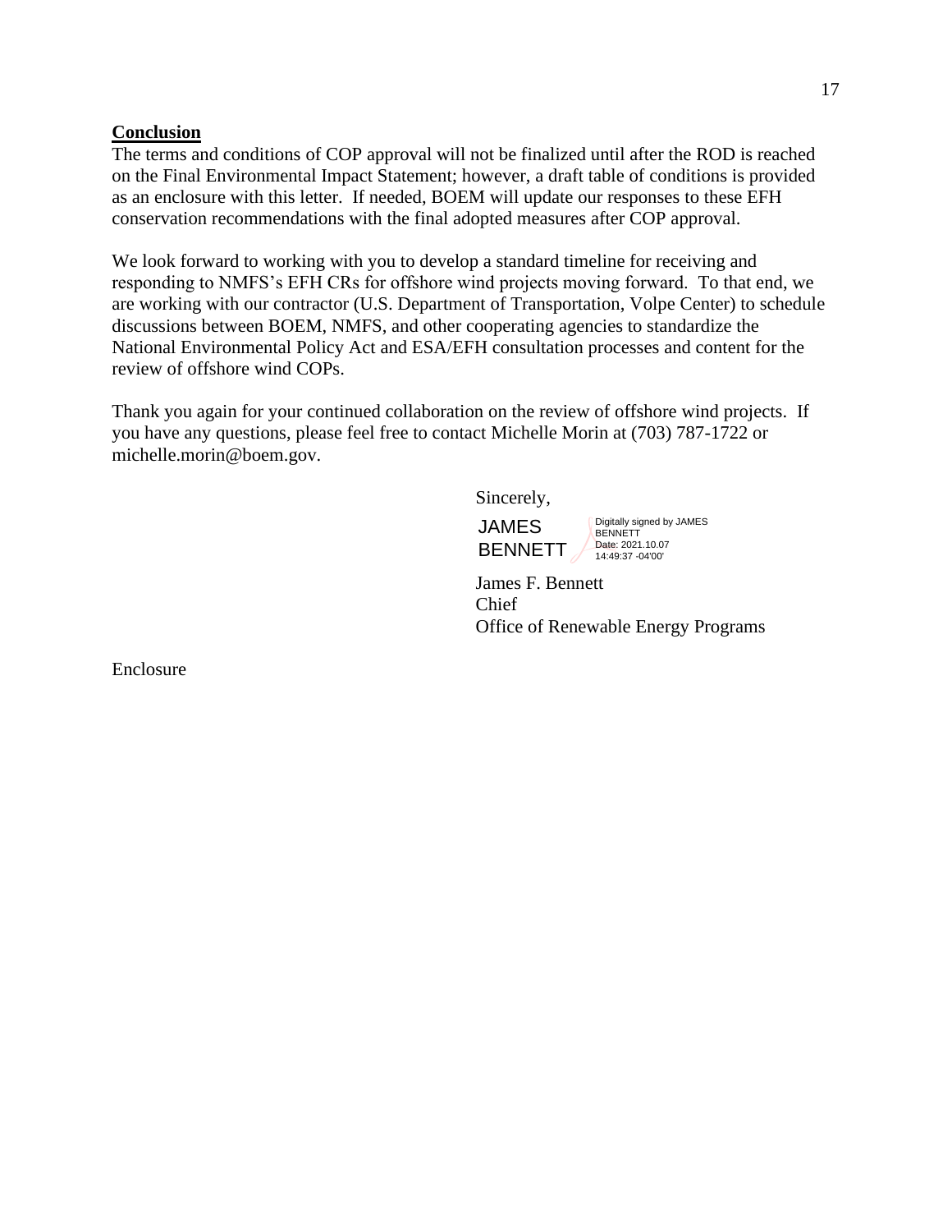**Conclusion**

The terms and conditions of COP approval will not be finalized until after the ROD is reached on the Final Environmental Impact Statement; however, a draft table of conditions is provided as an enclosure with this letter. If needed, BOEM will update our responses to these EFH conservation recommendations with the final adopted measures after COP approval.

We look forward to working with you to develop a standard timeline for receiving and responding to NMFS's EFH CRs for offshore wind projects moving forward. To that end, we are working with our contractor (U.S. Department of Transportation, Volpe Center) to schedule discussions between BOEM, NMFS, and other cooperating agencies to standardize the National Environmental Policy Act and ESA/EFH consultation processes and content for the review of offshore wind COPs.

Thank you again for your continued collaboration on the review of offshore wind projects. If you have any questions, please feel free to contact Michelle Morin at (703) 787-1722 or michelle.morin@boem.gov.

Sincerely,

JAMES BENNETT

Digitally signed by JAMES BENNETT
Date: 2021.10.07 14:49:37 -04'00'

James F. Bennett
Chief
Office of Renewable Energy Programs

Enclosure